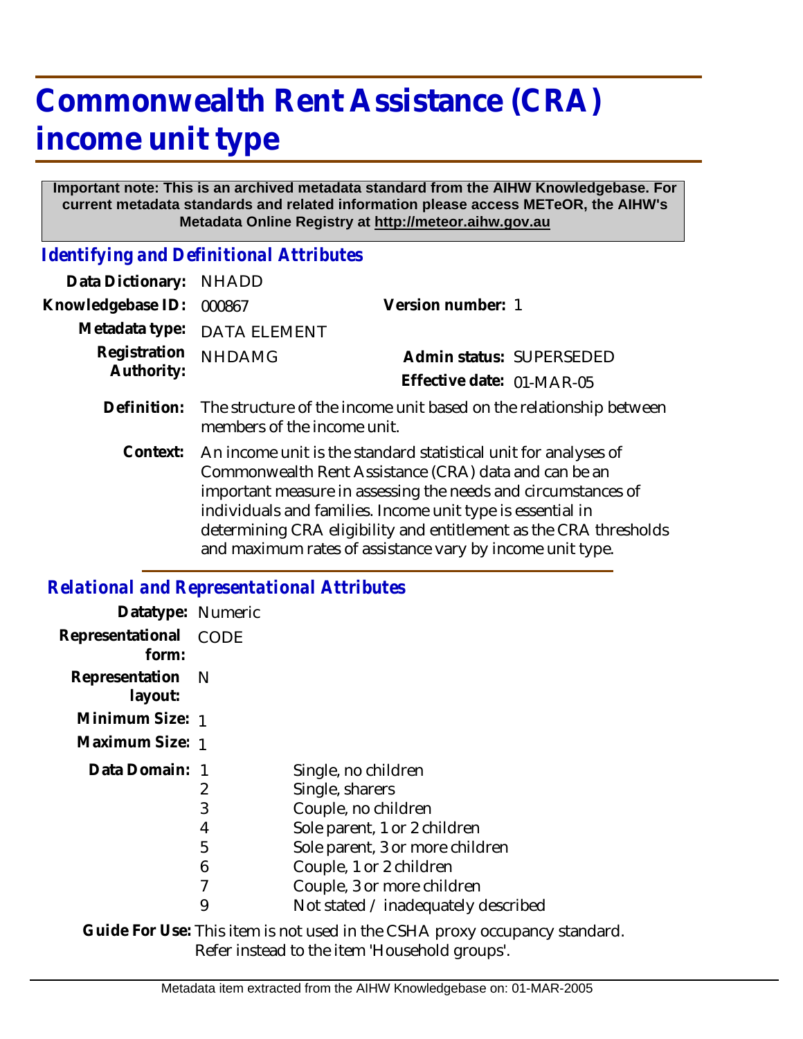# Commonwealth Rent Assistance (CRA) income unit type

**Important note: This is an archived metadata standard from the AIHW Knowledgebase. For current metadata standards and related information please access METeOR, the AIHW's Metadata Online Registry at http://meteor.aihw.gov.au**

## *Identifying and Definitional Attributes*

| | | | |
|---|---|---|---|
| Data Dictionary: | NHADD | | |
| Knowledgebase ID: | 000867 | Version number: | 1 |
| Metadata type: | DATA ELEMENT | | |
| Registration Authority: | NHDAMG | Admin status: | SUPERSEDED |
| | | Effective date: | 01-MAR-05 |

**Definition:** The structure of the income unit based on the relationship between members of the income unit.

**Context:** An income unit is the standard statistical unit for analyses of Commonwealth Rent Assistance (CRA) data and can be an important measure in assessing the needs and circumstances of individuals and families. Income unit type is essential in determining CRA eligibility and entitlement as the CRA thresholds and maximum rates of assistance vary by income unit type.

## *Relational and Representational Attributes*

**Datatype:** Numeric

**Representational form:** CODE

**Representation layout:** N

**Minimum Size:** 1

**Maximum Size:** 1

**Data Domain:**

| Code | Description |
|---|---|
| 1 | Single, no children |
| 2 | Single, sharers |
| 3 | Couple, no children |
| 4 | Sole parent, 1 or 2 children |
| 5 | Sole parent, 3 or more children |
| 6 | Couple, 1 or 2 children |
| 7 | Couple, 3 or more children |
| 9 | Not stated / inadequately described |

**Guide For Use:** This item is not used in the CSHA proxy occupancy standard. Refer instead to the item 'Household groups'.

Metadata item extracted from the AIHW Knowledgebase on: 01-MAR-2005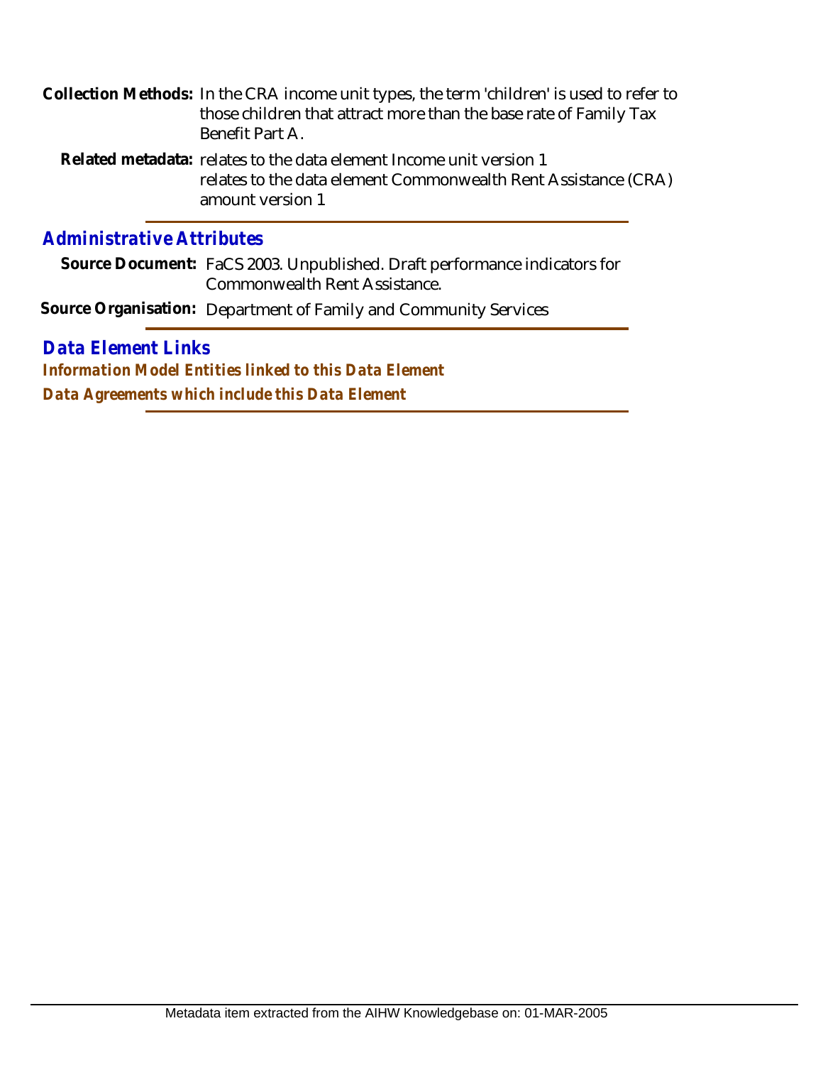**Collection Methods:** In the CRA income unit types, the term 'children' is used to refer to those children that attract more than the base rate of Family Tax Benefit Part A.

**Related metadata:** relates to the data element Income unit version 1
relates to the data element Commonwealth Rent Assistance (CRA) amount version 1

## Administrative Attributes

**Source Document:** FaCS 2003. Unpublished. Draft performance indicators for Commonwealth Rent Assistance.

**Source Organisation:** Department of Family and Community Services

## Data Element Links

***Information Model Entities linked to this Data Element***

***Data Agreements which include this Data Element***

Metadata item extracted from the AIHW Knowledgebase on: 01-MAR-2005